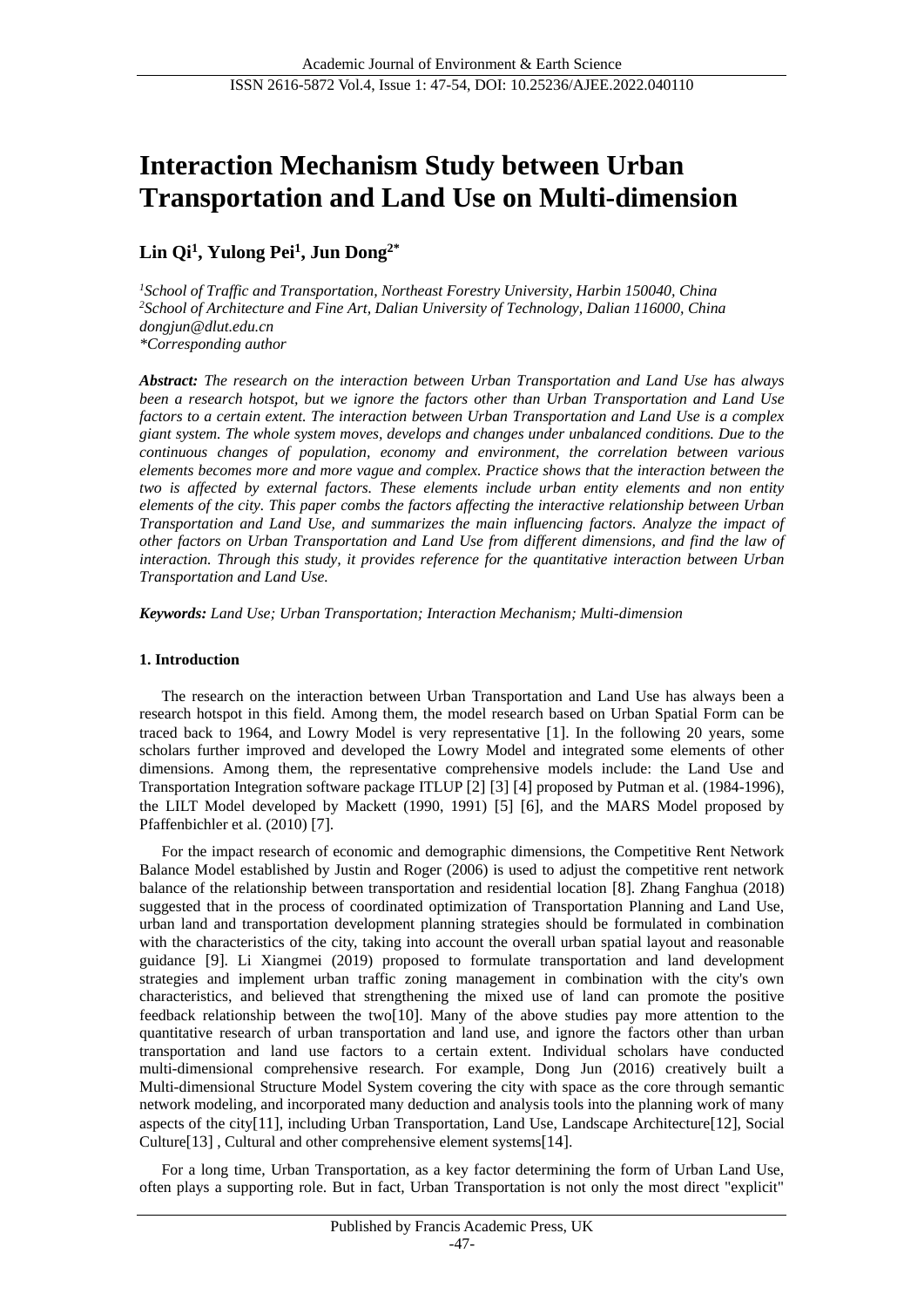# Interaction Mechanism Study between Urban Transportation and Land Use on Multi-dimension

**Lin Qi[1], Yulong Pei[1], Jun Dong[2*]**

*[1]School of Traffic and Transportation, Northeast Forestry University, Harbin 150040, China*
*[2]School of Architecture and Fine Art, Dalian University of Technology, Dalian 116000, China*
*dongjun@dlut.edu.cn*
*\*Corresponding author*

***Abstract:*** *The research on the interaction between Urban Transportation and Land Use has always been a research hotspot, but we ignore the factors other than Urban Transportation and Land Use factors to a certain extent. The interaction between Urban Transportation and Land Use is a complex giant system. The whole system moves, develops and changes under unbalanced conditions. Due to the continuous changes of population, economy and environment, the correlation between various elements becomes more and more vague and complex. Practice shows that the interaction between the two is affected by external factors. These elements include urban entity elements and non entity elements of the city. This paper combs the factors affecting the interactive relationship between Urban Transportation and Land Use, and summarizes the main influencing factors. Analyze the impact of other factors on Urban Transportation and Land Use from different dimensions, and find the law of interaction. Through this study, it provides reference for the quantitative interaction between Urban Transportation and Land Use.*

***Keywords:*** *Land Use; Urban Transportation; Interaction Mechanism; Multi-dimension*

## 1. Introduction

The research on the interaction between Urban Transportation and Land Use has always been a research hotspot in this field. Among them, the model research based on Urban Spatial Form can be traced back to 1964, and Lowry Model is very representative [1]. In the following 20 years, some scholars further improved and developed the Lowry Model and integrated some elements of other dimensions. Among them, the representative comprehensive models include: the Land Use and Transportation Integration software package ITLUP [2] [3] [4] proposed by Putman et al. (1984-1996), the LILT Model developed by Mackett (1990, 1991) [5] [6], and the MARS Model proposed by Pfaffenbichler et al. (2010) [7].

For the impact research of economic and demographic dimensions, the Competitive Rent Network Balance Model established by Justin and Roger (2006) is used to adjust the competitive rent network balance of the relationship between transportation and residential location [8]. Zhang Fanghua (2018) suggested that in the process of coordinated optimization of Transportation Planning and Land Use, urban land and transportation development planning strategies should be formulated in combination with the characteristics of the city, taking into account the overall urban spatial layout and reasonable guidance [9]. Li Xiangmei (2019) proposed to formulate transportation and land development strategies and implement urban traffic zoning management in combination with the city's own characteristics, and believed that strengthening the mixed use of land can promote the positive feedback relationship between the two[10]. Many of the above studies pay more attention to the quantitative research of urban transportation and land use, and ignore the factors other than urban transportation and land use factors to a certain extent. Individual scholars have conducted multi-dimensional comprehensive research. For example, Dong Jun (2016) creatively built a Multi-dimensional Structure Model System covering the city with space as the core through semantic network modeling, and incorporated many deduction and analysis tools into the planning work of many aspects of the city[11], including Urban Transportation, Land Use, Landscape Architecture[12], Social Culture[13] , Cultural and other comprehensive element systems[14].

For a long time, Urban Transportation, as a key factor determining the form of Urban Land Use, often plays a supporting role. But in fact, Urban Transportation is not only the most direct "explicit"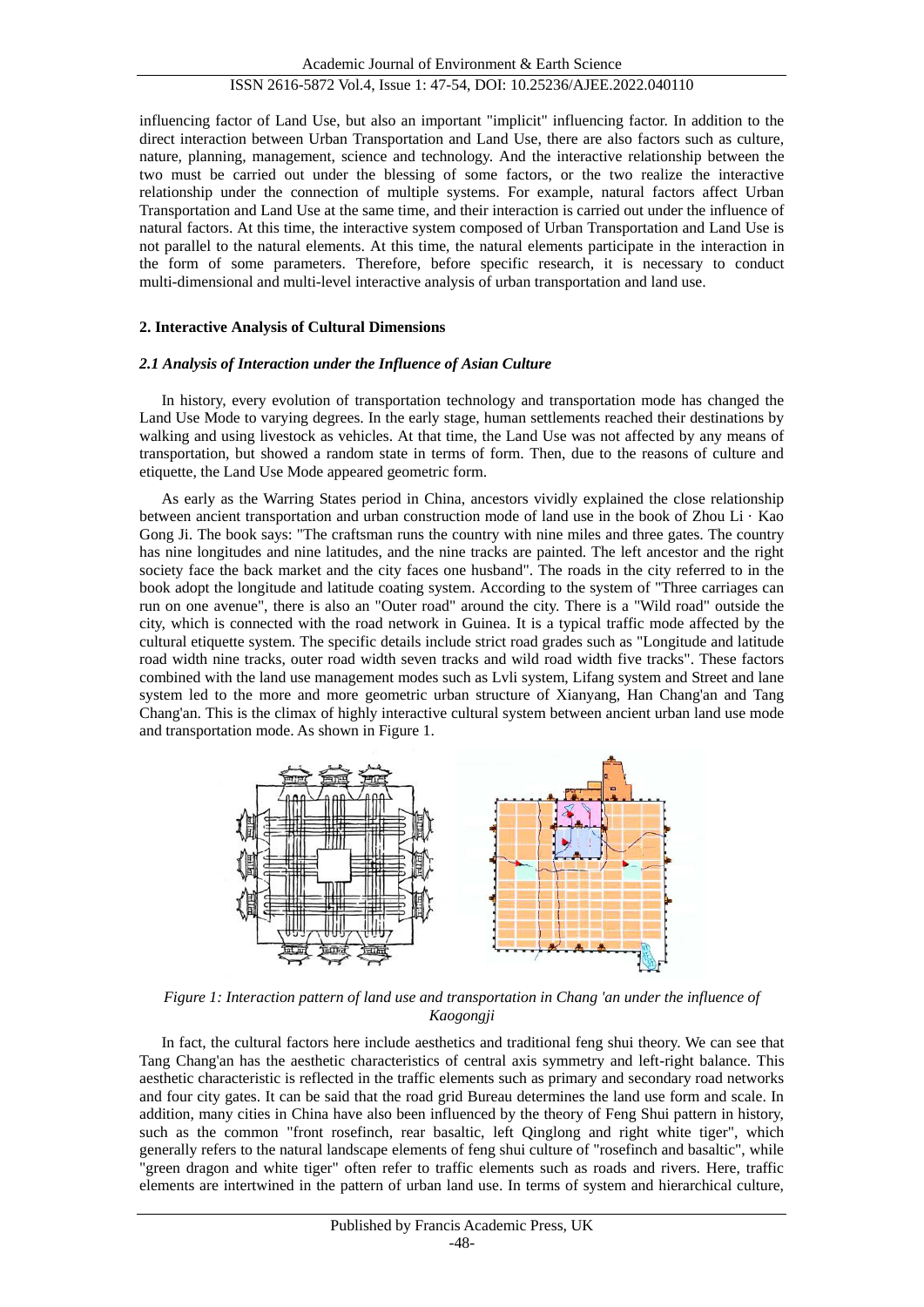influencing factor of Land Use, but also an important "implicit" influencing factor. In addition to the direct interaction between Urban Transportation and Land Use, there are also factors such as culture, nature, planning, management, science and technology. And the interactive relationship between the two must be carried out under the blessing of some factors, or the two realize the interactive relationship under the connection of multiple systems. For example, natural factors affect Urban Transportation and Land Use at the same time, and their interaction is carried out under the influence of natural factors. At this time, the interactive system composed of Urban Transportation and Land Use is not parallel to the natural elements. At this time, the natural elements participate in the interaction in the form of some parameters. Therefore, before specific research, it is necessary to conduct multi-dimensional and multi-level interactive analysis of urban transportation and land use.

## 2. Interactive Analysis of Cultural Dimensions

### *2.1 Analysis of Interaction under the Influence of Asian Culture*

In history, every evolution of transportation technology and transportation mode has changed the Land Use Mode to varying degrees. In the early stage, human settlements reached their destinations by walking and using livestock as vehicles. At that time, the Land Use was not affected by any means of transportation, but showed a random state in terms of form. Then, due to the reasons of culture and etiquette, the Land Use Mode appeared geometric form.

As early as the Warring States period in China, ancestors vividly explained the close relationship between ancient transportation and urban construction mode of land use in the book of Zhou Li · Kao Gong Ji. The book says: "The craftsman runs the country with nine miles and three gates. The country has nine longitudes and nine latitudes, and the nine tracks are painted. The left ancestor and the right society face the back market and the city faces one husband". The roads in the city referred to in the book adopt the longitude and latitude coating system. According to the system of "Three carriages can run on one avenue", there is also an "Outer road" around the city. There is a "Wild road" outside the city, which is connected with the road network in Guinea. It is a typical traffic mode affected by the cultural etiquette system. The specific details include strict road grades such as "Longitude and latitude road width nine tracks, outer road width seven tracks and wild road width five tracks". These factors combined with the land use management modes such as Lvli system, Lifang system and Street and lane system led to the more and more geometric urban structure of Xianyang, Han Chang'an and Tang Chang'an. This is the climax of highly interactive cultural system between ancient urban land use mode and transportation mode. As shown in Figure 1.

*Figure 1: Interaction pattern of land use and transportation in Chang 'an under the influence of Kaogongji*

In fact, the cultural factors here include aesthetics and traditional feng shui theory. We can see that Tang Chang'an has the aesthetic characteristics of central axis symmetry and left-right balance. This aesthetic characteristic is reflected in the traffic elements such as primary and secondary road networks and four city gates. It can be said that the road grid Bureau determines the land use form and scale. In addition, many cities in China have also been influenced by the theory of Feng Shui pattern in history, such as the common "front rosefinch, rear basaltic, left Qinglong and right white tiger", which generally refers to the natural landscape elements of feng shui culture of "rosefinch and basaltic", while "green dragon and white tiger" often refer to traffic elements such as roads and rivers. Here, traffic elements are intertwined in the pattern of urban land use. In terms of system and hierarchical culture,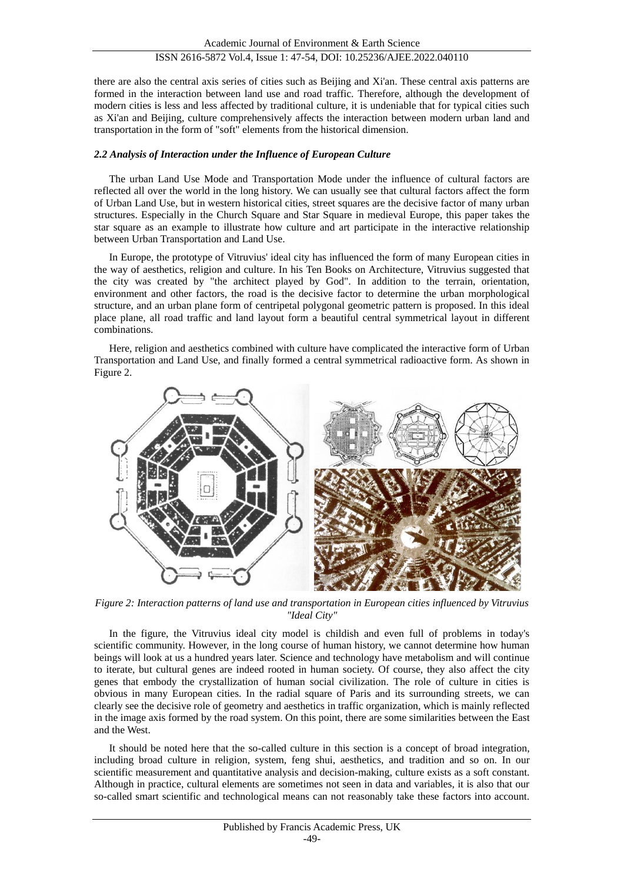there are also the central axis series of cities such as Beijing and Xi'an. These central axis patterns are formed in the interaction between land use and road traffic. Therefore, although the development of modern cities is less and less affected by traditional culture, it is undeniable that for typical cities such as Xi'an and Beijing, culture comprehensively affects the interaction between modern urban land and transportation in the form of "soft" elements from the historical dimension.

### *2.2 Analysis of Interaction under the Influence of European Culture*

The urban Land Use Mode and Transportation Mode under the influence of cultural factors are reflected all over the world in the long history. We can usually see that cultural factors affect the form of Urban Land Use, but in western historical cities, street squares are the decisive factor of many urban structures. Especially in the Church Square and Star Square in medieval Europe, this paper takes the star square as an example to illustrate how culture and art participate in the interactive relationship between Urban Transportation and Land Use.

In Europe, the prototype of Vitruvius' ideal city has influenced the form of many European cities in the way of aesthetics, religion and culture. In his Ten Books on Architecture, Vitruvius suggested that the city was created by "the architect played by God". In addition to the terrain, orientation, environment and other factors, the road is the decisive factor to determine the urban morphological structure, and an urban plane form of centripetal polygonal geometric pattern is proposed. In this ideal place plane, all road traffic and land layout form a beautiful central symmetrical layout in different combinations.

Here, religion and aesthetics combined with culture have complicated the interactive form of Urban Transportation and Land Use, and finally formed a central symmetrical radioactive form. As shown in Figure 2.

*Figure 2: Interaction patterns of land use and transportation in European cities influenced by Vitruvius "Ideal City"*

In the figure, the Vitruvius ideal city model is childish and even full of problems in today's scientific community. However, in the long course of human history, we cannot determine how human beings will look at us a hundred years later. Science and technology have metabolism and will continue to iterate, but cultural genes are indeed rooted in human society. Of course, they also affect the city genes that embody the crystallization of human social civilization. The role of culture in cities is obvious in many European cities. In the radial square of Paris and its surrounding streets, we can clearly see the decisive role of geometry and aesthetics in traffic organization, which is mainly reflected in the image axis formed by the road system. On this point, there are some similarities between the East and the West.

It should be noted here that the so-called culture in this section is a concept of broad integration, including broad culture in religion, system, feng shui, aesthetics, and tradition and so on. In our scientific measurement and quantitative analysis and decision-making, culture exists as a soft constant. Although in practice, cultural elements are sometimes not seen in data and variables, it is also that our so-called smart scientific and technological means can not reasonably take these factors into account.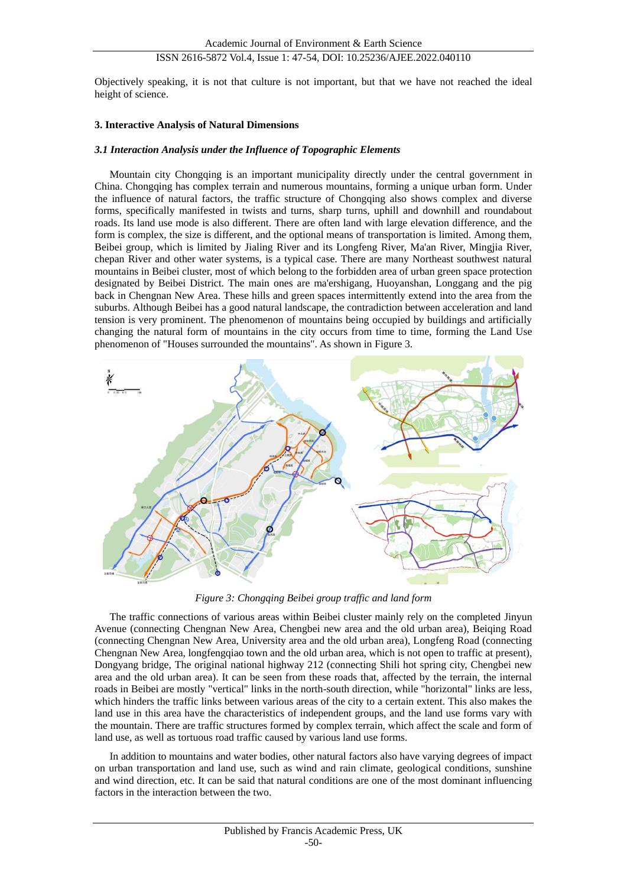Objectively speaking, it is not that culture is not important, but that we have not reached the ideal height of science.

## 3. Interactive Analysis of Natural Dimensions

### *3.1 Interaction Analysis under the Influence of Topographic Elements*

Mountain city Chongqing is an important municipality directly under the central government in China. Chongqing has complex terrain and numerous mountains, forming a unique urban form. Under the influence of natural factors, the traffic structure of Chongqing also shows complex and diverse forms, specifically manifested in twists and turns, sharp turns, uphill and downhill and roundabout roads. Its land use mode is also different. There are often land with large elevation difference, and the form is complex, the size is different, and the optional means of transportation is limited. Among them, Beibei group, which is limited by Jialing River and its Longfeng River, Ma'an River, Mingjia River, chepan River and other water systems, is a typical case. There are many Northeast southwest natural mountains in Beibei cluster, most of which belong to the forbidden area of urban green space protection designated by Beibei District. The main ones are ma'ershigang, Huoyanshan, Longgang and the pig back in Chengnan New Area. These hills and green spaces intermittently extend into the area from the suburbs. Although Beibei has a good natural landscape, the contradiction between acceleration and land tension is very prominent. The phenomenon of mountains being occupied by buildings and artificially changing the natural form of mountains in the city occurs from time to time, forming the Land Use phenomenon of "Houses surrounded the mountains". As shown in Figure 3.

*Figure 3: Chongqing Beibei group traffic and land form*

The traffic connections of various areas within Beibei cluster mainly rely on the completed Jinyun Avenue (connecting Chengnan New Area, Chengbei new area and the old urban area), Beiqing Road (connecting Chengnan New Area, University area and the old urban area), Longfeng Road (connecting Chengnan New Area, longfengqiao town and the old urban area, which is not open to traffic at present), Dongyang bridge, The original national highway 212 (connecting Shili hot spring city, Chengbei new area and the old urban area). It can be seen from these roads that, affected by the terrain, the internal roads in Beibei are mostly "vertical" links in the north-south direction, while "horizontal" links are less, which hinders the traffic links between various areas of the city to a certain extent. This also makes the land use in this area have the characteristics of independent groups, and the land use forms vary with the mountain. There are traffic structures formed by complex terrain, which affect the scale and form of land use, as well as tortuous road traffic caused by various land use forms.

In addition to mountains and water bodies, other natural factors also have varying degrees of impact on urban transportation and land use, such as wind and rain climate, geological conditions, sunshine and wind direction, etc. It can be said that natural conditions are one of the most dominant influencing factors in the interaction between the two.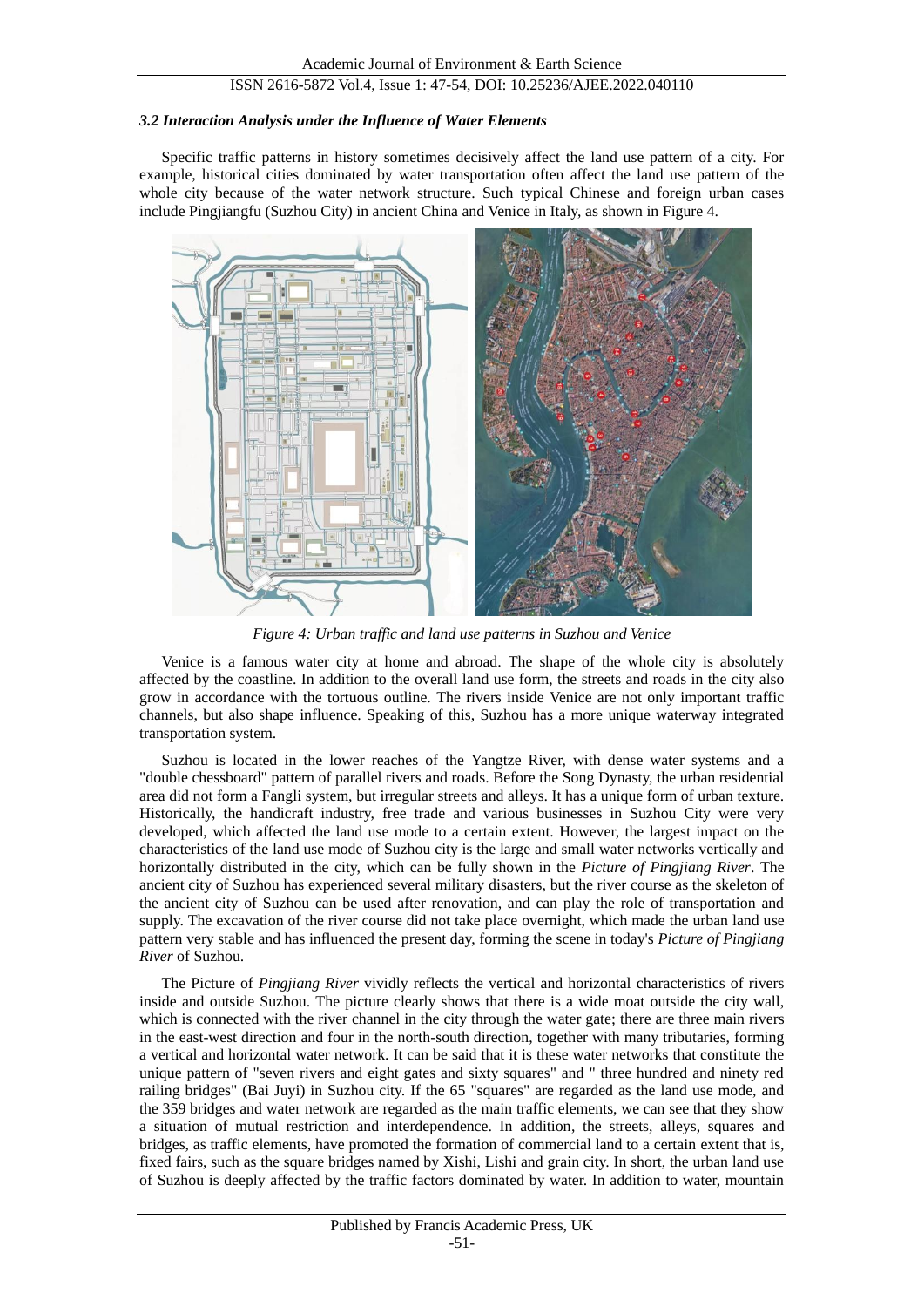### *3.2 Interaction Analysis under the Influence of Water Elements*

Specific traffic patterns in history sometimes decisively affect the land use pattern of a city. For example, historical cities dominated by water transportation often affect the land use pattern of the whole city because of the water network structure. Such typical Chinese and foreign urban cases include Pingjiangfu (Suzhou City) in ancient China and Venice in Italy, as shown in Figure 4.

*Figure 4: Urban traffic and land use patterns in Suzhou and Venice*

Venice is a famous water city at home and abroad. The shape of the whole city is absolutely affected by the coastline. In addition to the overall land use form, the streets and roads in the city also grow in accordance with the tortuous outline. The rivers inside Venice are not only important traffic channels, but also shape influence. Speaking of this, Suzhou has a more unique waterway integrated transportation system.

Suzhou is located in the lower reaches of the Yangtze River, with dense water systems and a "double chessboard" pattern of parallel rivers and roads. Before the Song Dynasty, the urban residential area did not form a Fangli system, but irregular streets and alleys. It has a unique form of urban texture. Historically, the handicraft industry, free trade and various businesses in Suzhou City were very developed, which affected the land use mode to a certain extent. However, the largest impact on the characteristics of the land use mode of Suzhou city is the large and small water networks vertically and horizontally distributed in the city, which can be fully shown in the *Picture of Pingjiang River*. The ancient city of Suzhou has experienced several military disasters, but the river course as the skeleton of the ancient city of Suzhou can be used after renovation, and can play the role of transportation and supply. The excavation of the river course did not take place overnight, which made the urban land use pattern very stable and has influenced the present day, forming the scene in today's *Picture of Pingjiang River* of Suzhou.

The Picture of *Pingjiang River* vividly reflects the vertical and horizontal characteristics of rivers inside and outside Suzhou. The picture clearly shows that there is a wide moat outside the city wall, which is connected with the river channel in the city through the water gate; there are three main rivers in the east-west direction and four in the north-south direction, together with many tributaries, forming a vertical and horizontal water network. It can be said that it is these water networks that constitute the unique pattern of "seven rivers and eight gates and sixty squares" and " three hundred and ninety red railing bridges" (Bai Juyi) in Suzhou city. If the 65 "squares" are regarded as the land use mode, and the 359 bridges and water network are regarded as the main traffic elements, we can see that they show a situation of mutual restriction and interdependence. In addition, the streets, alleys, squares and bridges, as traffic elements, have promoted the formation of commercial land to a certain extent that is, fixed fairs, such as the square bridges named by Xishi, Lishi and grain city. In short, the urban land use of Suzhou is deeply affected by the traffic factors dominated by water. In addition to water, mountain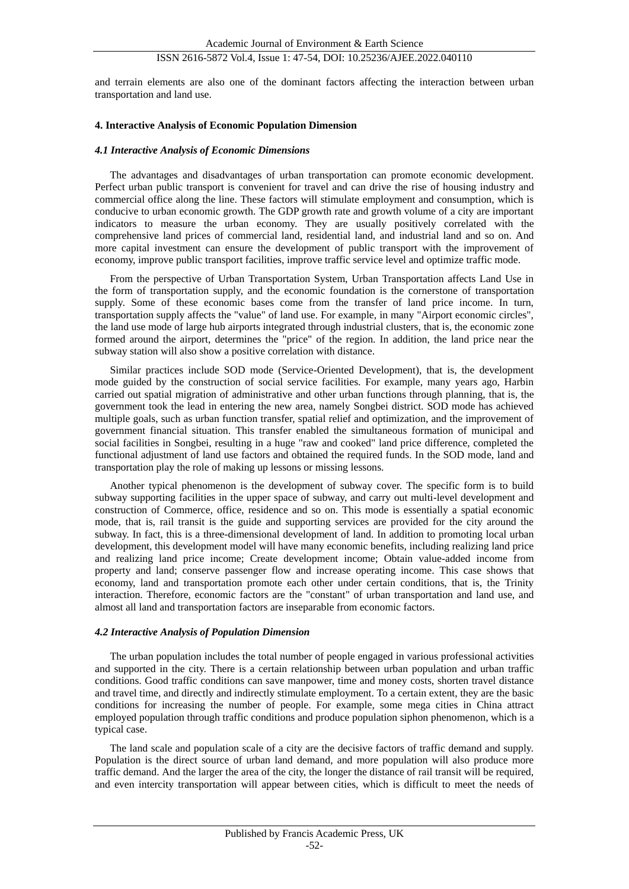and terrain elements are also one of the dominant factors affecting the interaction between urban transportation and land use.

## 4. Interactive Analysis of Economic Population Dimension

### *4.1 Interactive Analysis of Economic Dimensions*

The advantages and disadvantages of urban transportation can promote economic development. Perfect urban public transport is convenient for travel and can drive the rise of housing industry and commercial office along the line. These factors will stimulate employment and consumption, which is conducive to urban economic growth. The GDP growth rate and growth volume of a city are important indicators to measure the urban economy. They are usually positively correlated with the comprehensive land prices of commercial land, residential land, and industrial land and so on. And more capital investment can ensure the development of public transport with the improvement of economy, improve public transport facilities, improve traffic service level and optimize traffic mode.

From the perspective of Urban Transportation System, Urban Transportation affects Land Use in the form of transportation supply, and the economic foundation is the cornerstone of transportation supply. Some of these economic bases come from the transfer of land price income. In turn, transportation supply affects the "value" of land use. For example, in many "Airport economic circles", the land use mode of large hub airports integrated through industrial clusters, that is, the economic zone formed around the airport, determines the "price" of the region. In addition, the land price near the subway station will also show a positive correlation with distance.

Similar practices include SOD mode (Service-Oriented Development), that is, the development mode guided by the construction of social service facilities. For example, many years ago, Harbin carried out spatial migration of administrative and other urban functions through planning, that is, the government took the lead in entering the new area, namely Songbei district. SOD mode has achieved multiple goals, such as urban function transfer, spatial relief and optimization, and the improvement of government financial situation. This transfer enabled the simultaneous formation of municipal and social facilities in Songbei, resulting in a huge "raw and cooked" land price difference, completed the functional adjustment of land use factors and obtained the required funds. In the SOD mode, land and transportation play the role of making up lessons or missing lessons.

Another typical phenomenon is the development of subway cover. The specific form is to build subway supporting facilities in the upper space of subway, and carry out multi-level development and construction of Commerce, office, residence and so on. This mode is essentially a spatial economic mode, that is, rail transit is the guide and supporting services are provided for the city around the subway. In fact, this is a three-dimensional development of land. In addition to promoting local urban development, this development model will have many economic benefits, including realizing land price and realizing land price income; Create development income; Obtain value-added income from property and land; conserve passenger flow and increase operating income. This case shows that economy, land and transportation promote each other under certain conditions, that is, the Trinity interaction. Therefore, economic factors are the "constant" of urban transportation and land use, and almost all land and transportation factors are inseparable from economic factors.

### *4.2 Interactive Analysis of Population Dimension*

The urban population includes the total number of people engaged in various professional activities and supported in the city. There is a certain relationship between urban population and urban traffic conditions. Good traffic conditions can save manpower, time and money costs, shorten travel distance and travel time, and directly and indirectly stimulate employment. To a certain extent, they are the basic conditions for increasing the number of people. For example, some mega cities in China attract employed population through traffic conditions and produce population siphon phenomenon, which is a typical case.

The land scale and population scale of a city are the decisive factors of traffic demand and supply. Population is the direct source of urban land demand, and more population will also produce more traffic demand. And the larger the area of the city, the longer the distance of rail transit will be required, and even intercity transportation will appear between cities, which is difficult to meet the needs of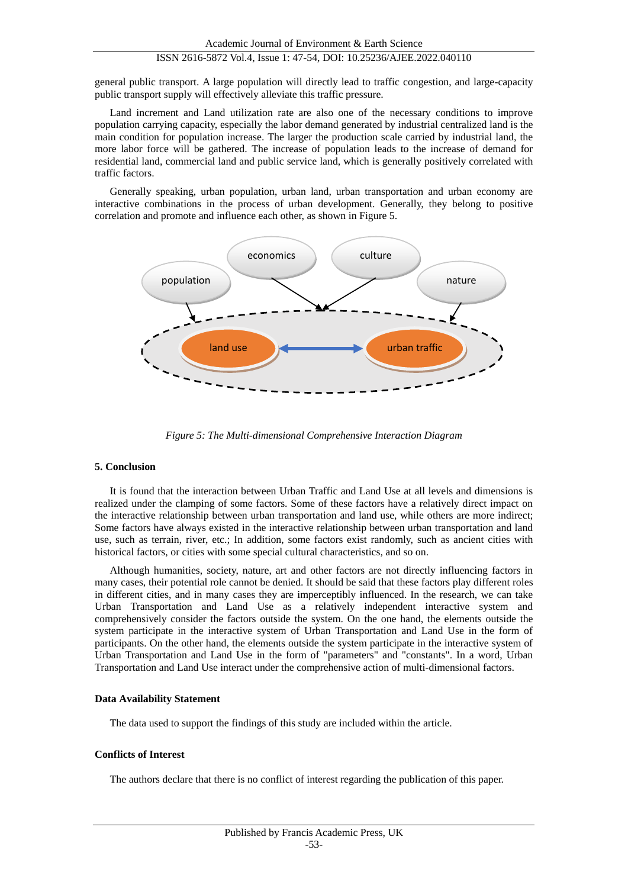general public transport. A large population will directly lead to traffic congestion, and large-capacity public transport supply will effectively alleviate this traffic pressure.

Land increment and Land utilization rate are also one of the necessary conditions to improve population carrying capacity, especially the labor demand generated by industrial centralized land is the main condition for population increase. The larger the production scale carried by industrial land, the more labor force will be gathered. The increase of population leads to the increase of demand for residential land, commercial land and public service land, which is generally positively correlated with traffic factors.

Generally speaking, urban population, urban land, urban transportation and urban economy are interactive combinations in the process of urban development. Generally, they belong to positive correlation and promote and influence each other, as shown in Figure 5.

*Figure 5: The Multi-dimensional Comprehensive Interaction Diagram*

## 5. Conclusion

It is found that the interaction between Urban Traffic and Land Use at all levels and dimensions is realized under the clamping of some factors. Some of these factors have a relatively direct impact on the interactive relationship between urban transportation and land use, while others are more indirect; Some factors have always existed in the interactive relationship between urban transportation and land use, such as terrain, river, etc.; In addition, some factors exist randomly, such as ancient cities with historical factors, or cities with some special cultural characteristics, and so on.

Although humanities, society, nature, art and other factors are not directly influencing factors in many cases, their potential role cannot be denied. It should be said that these factors play different roles in different cities, and in many cases they are imperceptibly influenced. In the research, we can take Urban Transportation and Land Use as a relatively independent interactive system and comprehensively consider the factors outside the system. On the one hand, the elements outside the system participate in the interactive system of Urban Transportation and Land Use in the form of participants. On the other hand, the elements outside the system participate in the interactive system of Urban Transportation and Land Use in the form of "parameters" and "constants". In a word, Urban Transportation and Land Use interact under the comprehensive action of multi-dimensional factors.

## Data Availability Statement

The data used to support the findings of this study are included within the article.

## Conflicts of Interest

The authors declare that there is no conflict of interest regarding the publication of this paper.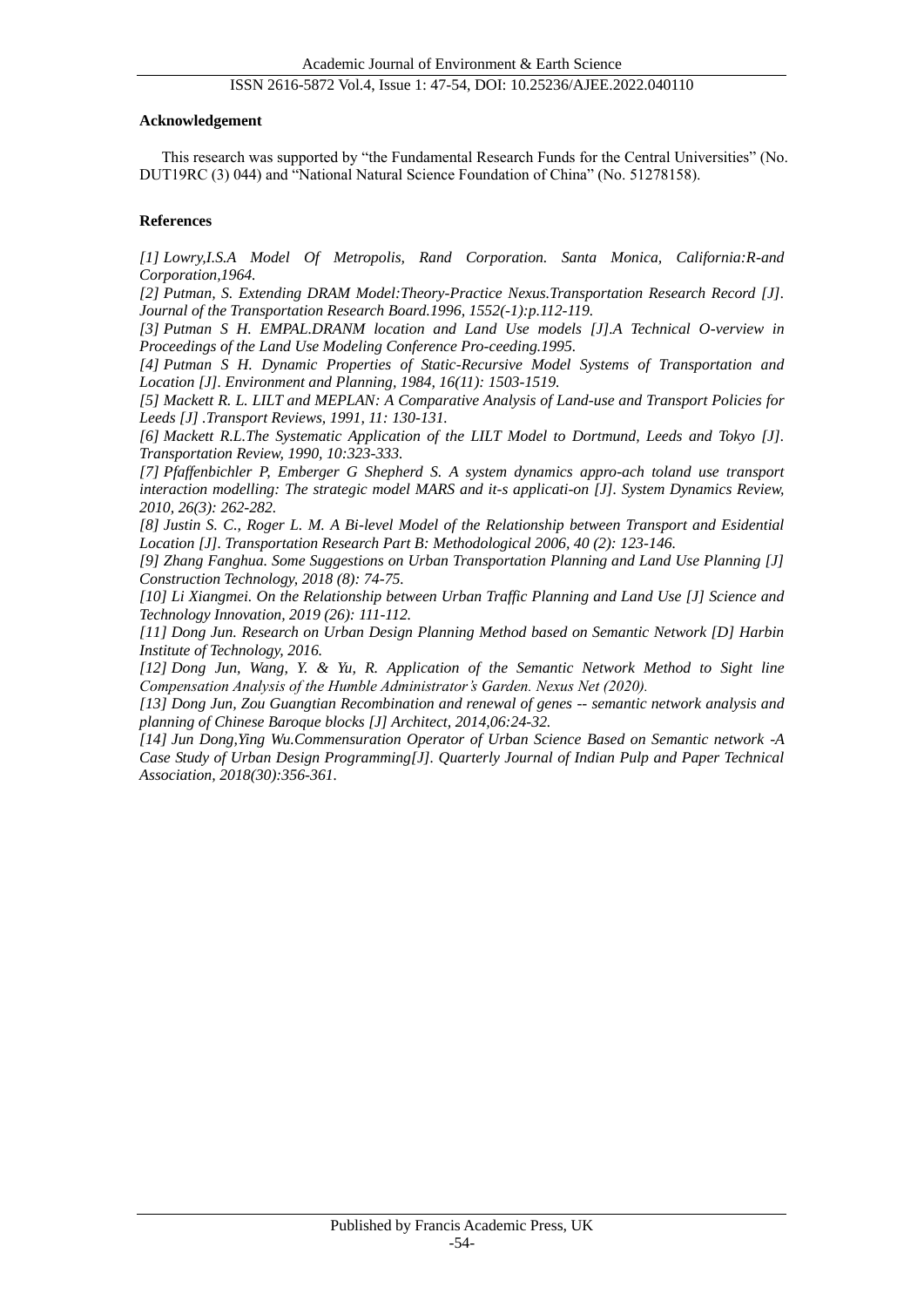### Acknowledgement

This research was supported by "the Fundamental Research Funds for the Central Universities" (No. DUT19RC (3) 044) and "National Natural Science Foundation of China" (No. 51278158).

### References

*[1] Lowry,I.S.A Model Of Metropolis, Rand Corporation. Santa Monica, California:R-and Corporation,1964.*

*[2] Putman, S. Extending DRAM Model:Theory-Practice Nexus.Transportation Research Record [J]. Journal of the Transportation Research Board.1996, 1552(-1):p.112-119.*

*[3] Putman S H. EMPAL.DRANM location and Land Use models [J].A Technical O-verview in Proceedings of the Land Use Modeling Conference Pro-ceeding.1995.*

*[4] Putman S H. Dynamic Properties of Static-Recursive Model Systems of Transportation and Location [J]. Environment and Planning, 1984, 16(11): 1503-1519.*

*[5] Mackett R. L. LILT and MEPLAN: A Comparative Analysis of Land-use and Transport Policies for Leeds [J] .Transport Reviews, 1991, 11: 130-131.*

*[6] Mackett R.L.The Systematic Application of the LILT Model to Dortmund, Leeds and Tokyo [J]. Transportation Review, 1990, 10:323-333.*

*[7] Pfaffenbichler P, Emberger G Shepherd S. A system dynamics appro-ach toland use transport interaction modelling: The strategic model MARS and it-s applicati-on [J]. System Dynamics Review, 2010, 26(3): 262-282.*

*[8] Justin S. C., Roger L. M. A Bi-level Model of the Relationship between Transport and Esidential Location [J]. Transportation Research Part B: Methodological 2006, 40 (2): 123-146.*

*[9] Zhang Fanghua. Some Suggestions on Urban Transportation Planning and Land Use Planning [J] Construction Technology, 2018 (8): 74-75.*

*[10] Li Xiangmei. On the Relationship between Urban Traffic Planning and Land Use [J] Science and Technology Innovation, 2019 (26): 111-112.*

*[11] Dong Jun. Research on Urban Design Planning Method based on Semantic Network [D] Harbin Institute of Technology, 2016.*

*[12] Dong Jun, Wang, Y. & Yu, R. Application of the Semantic Network Method to Sight line Compensation Analysis of the Humble Administrator's Garden. Nexus Net (2020).*

*[13] Dong Jun, Zou Guangtian Recombination and renewal of genes -- semantic network analysis and planning of Chinese Baroque blocks [J] Architect, 2014,06:24-32.*

*[14] Jun Dong,Ying Wu.Commensuration Operator of Urban Science Based on Semantic network -A Case Study of Urban Design Programming[J]. Quarterly Journal of Indian Pulp and Paper Technical Association, 2018(30):356-361.*